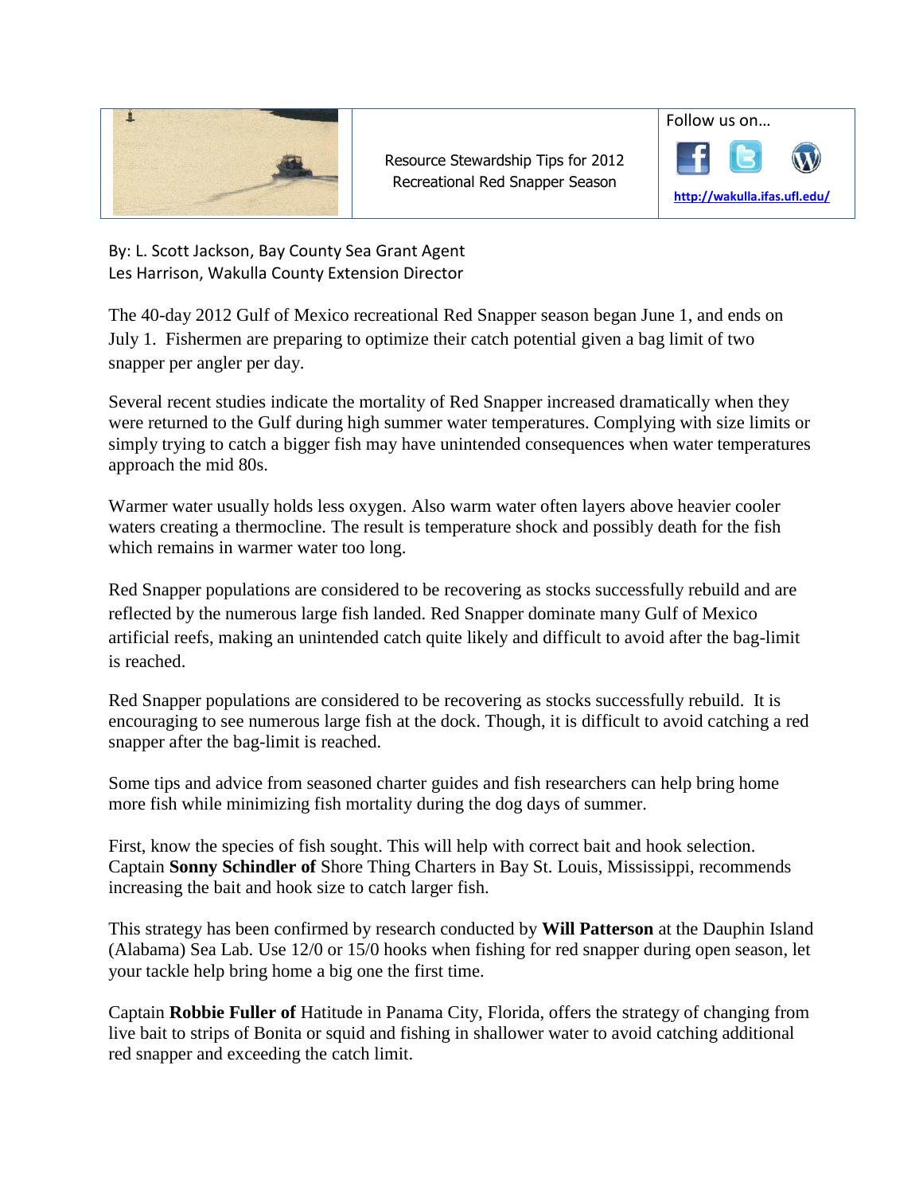Resource Stewardship Tips for 2012 Recreational Red Snapper Season

Follow us on…

http://wakulla.ifas.ufl.edu/

By: L. Scott Jackson, Bay County Sea Grant Agent
Les Harrison, Wakulla County Extension Director

The 40-day 2012 Gulf of Mexico recreational Red Snapper season began June 1, and ends on July 1. Fishermen are preparing to optimize their catch potential given a bag limit of two snapper per angler per day.

Several recent studies indicate the mortality of Red Snapper increased dramatically when they were returned to the Gulf during high summer water temperatures. Complying with size limits or simply trying to catch a bigger fish may have unintended consequences when water temperatures approach the mid 80s.

Warmer water usually holds less oxygen. Also warm water often layers above heavier cooler waters creating a thermocline. The result is temperature shock and possibly death for the fish which remains in warmer water too long.

Red Snapper populations are considered to be recovering as stocks successfully rebuild and are reflected by the numerous large fish landed. Red Snapper dominate many Gulf of Mexico artificial reefs, making an unintended catch quite likely and difficult to avoid after the bag-limit is reached.

Red Snapper populations are considered to be recovering as stocks successfully rebuild. It is encouraging to see numerous large fish at the dock. Though, it is difficult to avoid catching a red snapper after the bag-limit is reached.

Some tips and advice from seasoned charter guides and fish researchers can help bring home more fish while minimizing fish mortality during the dog days of summer.

First, know the species of fish sought. This will help with correct bait and hook selection. Captain **Sonny Schindler of** Shore Thing Charters in Bay St. Louis, Mississippi, recommends increasing the bait and hook size to catch larger fish.

This strategy has been confirmed by research conducted by **Will Patterson** at the Dauphin Island (Alabama) Sea Lab. Use 12/0 or 15/0 hooks when fishing for red snapper during open season, let your tackle help bring home a big one the first time.

Captain **Robbie Fuller of** Hatitude in Panama City, Florida, offers the strategy of changing from live bait to strips of Bonita or squid and fishing in shallower water to avoid catching additional red snapper and exceeding the catch limit.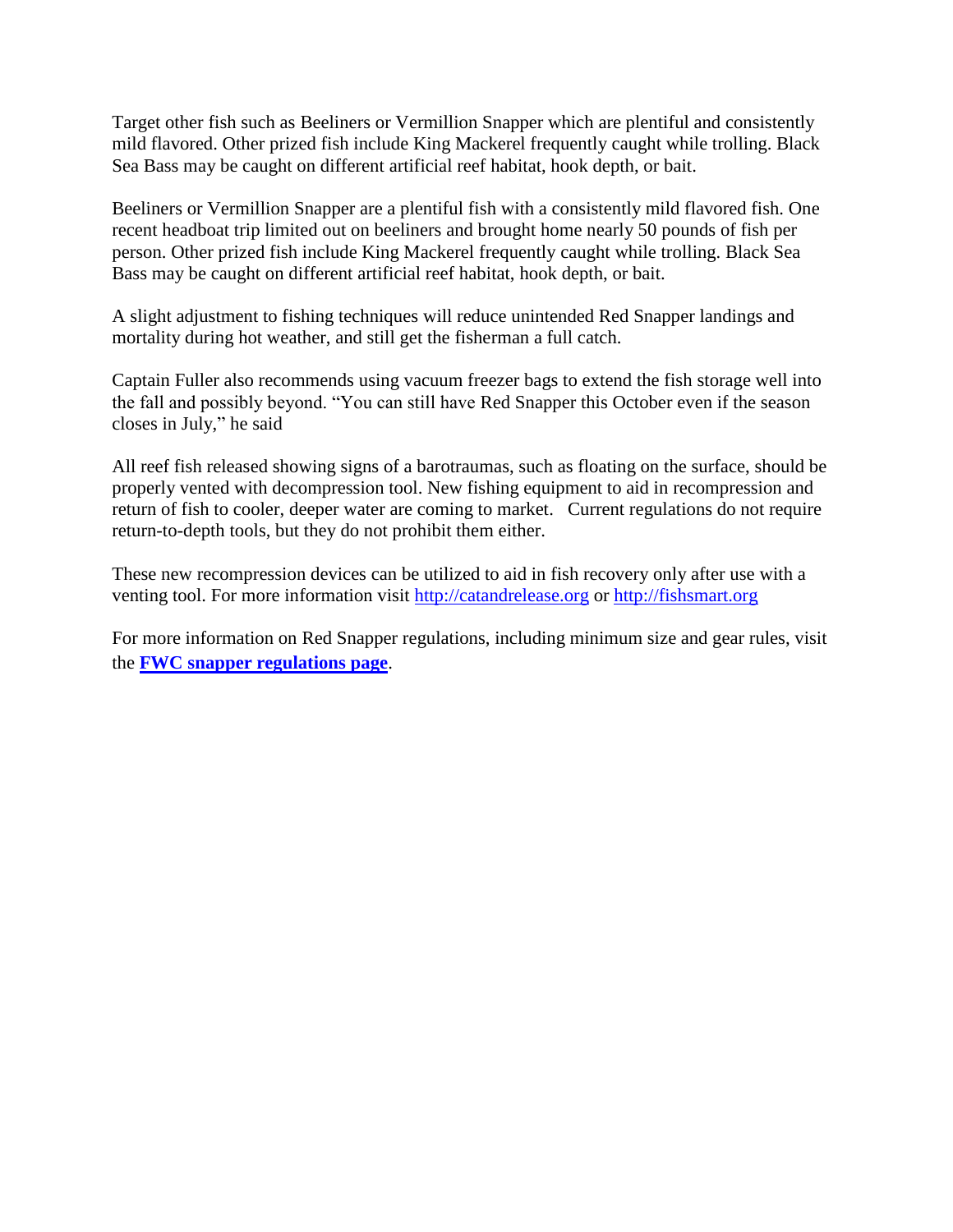Target other fish such as Beeliners or Vermillion Snapper which are plentiful and consistently mild flavored. Other prized fish include King Mackerel frequently caught while trolling. Black Sea Bass may be caught on different artificial reef habitat, hook depth, or bait.

Beeliners or Vermillion Snapper are a plentiful fish with a consistently mild flavored fish. One recent headboat trip limited out on beeliners and brought home nearly 50 pounds of fish per person. Other prized fish include King Mackerel frequently caught while trolling. Black Sea Bass may be caught on different artificial reef habitat, hook depth, or bait.

A slight adjustment to fishing techniques will reduce unintended Red Snapper landings and mortality during hot weather, and still get the fisherman a full catch.

Captain Fuller also recommends using vacuum freezer bags to extend the fish storage well into the fall and possibly beyond. "You can still have Red Snapper this October even if the season closes in July," he said

All reef fish released showing signs of a barotraumas, such as floating on the surface, should be properly vented with decompression tool. New fishing equipment to aid in recompression and return of fish to cooler, deeper water are coming to market. Current regulations do not require return-to-depth tools, but they do not prohibit them either.

These new recompression devices can be utilized to aid in fish recovery only after use with a venting tool. For more information visit [http://catandrelease.org](http://catandrelease.org) or [http://fishsmart.org](http://fishsmart.org)

For more information on Red Snapper regulations, including minimum size and gear rules, visit the **FWC snapper regulations page**.